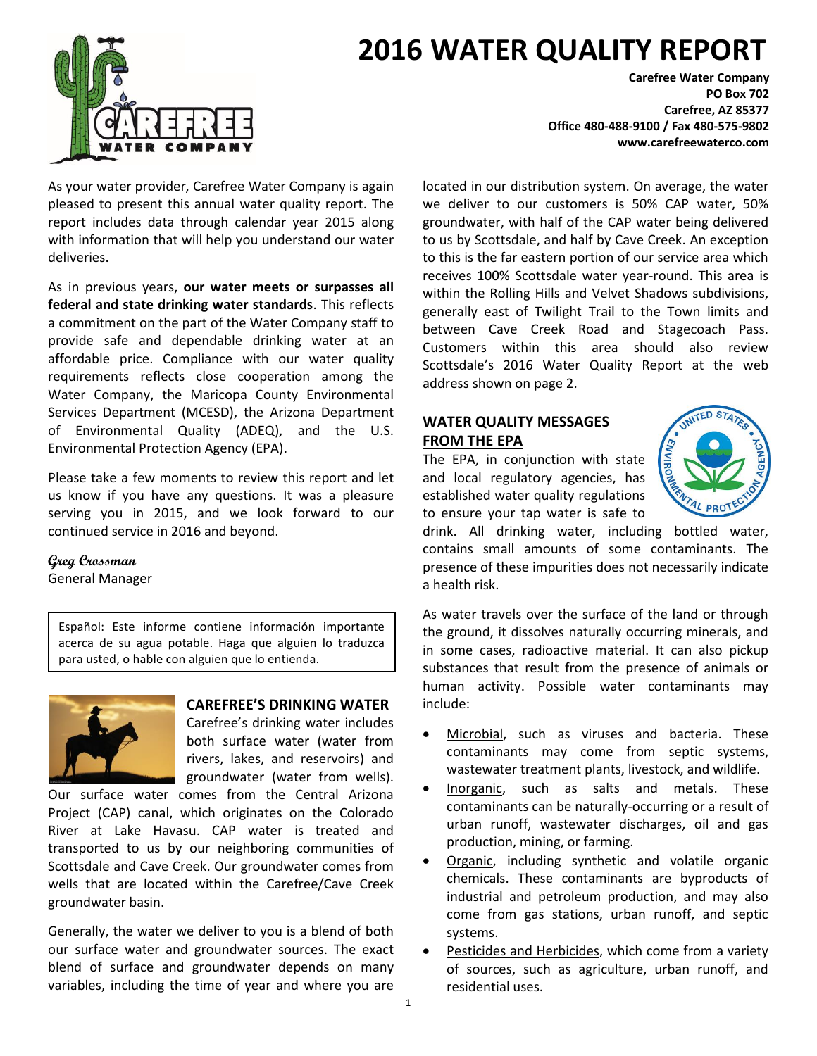# 2016 WATER QUALITY REPORT

**Carefree Water Company**
**PO Box 702**
**Carefree, AZ 85377**
**Office 480-488-9100 / Fax 480-575-9802**
**www.carefreewaterco.com**

As your water provider, Carefree Water Company is again pleased to present this annual water quality report. The report includes data through calendar year 2015 along with information that will help you understand our water deliveries.

As in previous years, **our water meets or surpasses all federal and state drinking water standards**. This reflects a commitment on the part of the Water Company staff to provide safe and dependable drinking water at an affordable price. Compliance with our water quality requirements reflects close cooperation among the Water Company, the Maricopa County Environmental Services Department (MCESD), the Arizona Department of Environmental Quality (ADEQ), and the U.S. Environmental Protection Agency (EPA).

Please take a few moments to review this report and let us know if you have any questions. It was a pleasure serving you in 2015, and we look forward to our continued service in 2016 and beyond.

*Greg Crossman*
General Manager

> Español: Este informe contiene información importante acerca de su agua potable. Haga que alguien lo traduzca para usted, o hable con alguien que lo entienda.

## CAREFREE'S DRINKING WATER

Carefree's drinking water includes both surface water (water from rivers, lakes, and reservoirs) and groundwater (water from wells). Our surface water comes from the Central Arizona Project (CAP) canal, which originates on the Colorado River at Lake Havasu. CAP water is treated and transported to us by our neighboring communities of Scottsdale and Cave Creek. Our groundwater comes from wells that are located within the Carefree/Cave Creek groundwater basin.

Generally, the water we deliver to you is a blend of both our surface water and groundwater sources. The exact blend of surface and groundwater depends on many variables, including the time of year and where you are located in our distribution system. On average, the water we deliver to our customers is 50% CAP water, 50% groundwater, with half of the CAP water being delivered to us by Scottsdale, and half by Cave Creek. An exception to this is the far eastern portion of our service area which receives 100% Scottsdale water year-round. This area is within the Rolling Hills and Velvet Shadows subdivisions, generally east of Twilight Trail to the Town limits and between Cave Creek Road and Stagecoach Pass. Customers within this area should also review Scottsdale's 2016 Water Quality Report at the web address shown on page 2.

## WATER QUALITY MESSAGES FROM THE EPA

The EPA, in conjunction with state and local regulatory agencies, has established water quality regulations to ensure your tap water is safe to drink. All drinking water, including bottled water, contains small amounts of some contaminants. The presence of these impurities does not necessarily indicate a health risk.

As water travels over the surface of the land or through the ground, it dissolves naturally occurring minerals, and in some cases, radioactive material. It can also pickup substances that result from the presence of animals or human activity. Possible water contaminants may include:

- Microbial, such as viruses and bacteria. These contaminants may come from septic systems, wastewater treatment plants, livestock, and wildlife.
- Inorganic, such as salts and metals. These contaminants can be naturally-occurring or a result of urban runoff, wastewater discharges, oil and gas production, mining, or farming.
- Organic, including synthetic and volatile organic chemicals. These contaminants are byproducts of industrial and petroleum production, and may also come from gas stations, urban runoff, and septic systems.
- Pesticides and Herbicides, which come from a variety of sources, such as agriculture, urban runoff, and residential uses.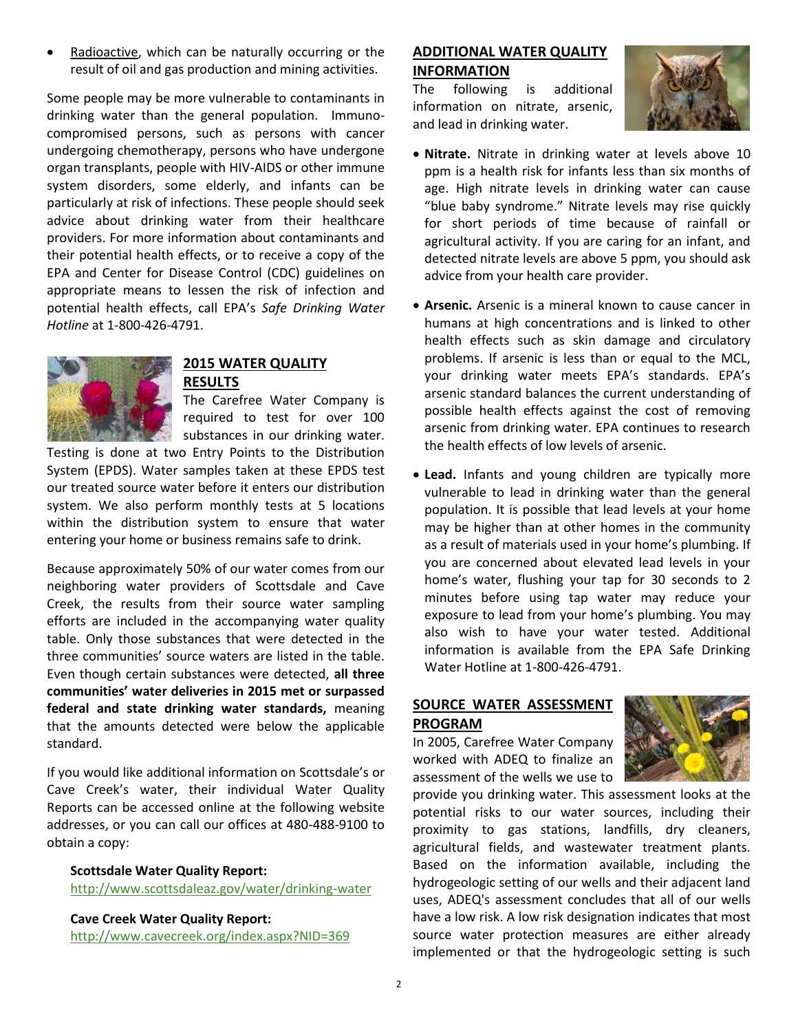- Radioactive, which can be naturally occurring or the result of oil and gas production and mining activities.

Some people may be more vulnerable to contaminants in drinking water than the general population. Immuno-compromised persons, such as persons with cancer undergoing chemotherapy, persons who have undergone organ transplants, people with HIV-AIDS or other immune system disorders, some elderly, and infants can be particularly at risk of infections. These people should seek advice about drinking water from their healthcare providers. For more information about contaminants and their potential health effects, or to receive a copy of the EPA and Center for Disease Control (CDC) guidelines on appropriate means to lessen the risk of infection and potential health effects, call EPA's *Safe Drinking Water Hotline* at 1-800-426-4791.

## 2015 WATER QUALITY RESULTS

The Carefree Water Company is required to test for over 100 substances in our drinking water. Testing is done at two Entry Points to the Distribution System (EPDS). Water samples taken at these EPDS test our treated source water before it enters our distribution system. We also perform monthly tests at 5 locations within the distribution system to ensure that water entering your home or business remains safe to drink.

Because approximately 50% of our water comes from our neighboring water providers of Scottsdale and Cave Creek, the results from their source water sampling efforts are included in the accompanying water quality table. Only those substances that were detected in the three communities' source waters are listed in the table. Even though certain substances were detected, **all three communities' water deliveries in 2015 met or surpassed federal and state drinking water standards,** meaning that the amounts detected were below the applicable standard.

If you would like additional information on Scottsdale's or Cave Creek's water, their individual Water Quality Reports can be accessed online at the following website addresses, or you can call our offices at 480-488-9100 to obtain a copy:

**Scottsdale Water Quality Report:**
http://www.scottsdaleaz.gov/water/drinking-water

**Cave Creek Water Quality Report:**
http://www.cavecreek.org/index.aspx?NID=369

## ADDITIONAL WATER QUALITY INFORMATION

The following is additional information on nitrate, arsenic, and lead in drinking water.

- **Nitrate.** Nitrate in drinking water at levels above 10 ppm is a health risk for infants less than six months of age. High nitrate levels in drinking water can cause "blue baby syndrome." Nitrate levels may rise quickly for short periods of time because of rainfall or agricultural activity. If you are caring for an infant, and detected nitrate levels are above 5 ppm, you should ask advice from your health care provider.

- **Arsenic.** Arsenic is a mineral known to cause cancer in humans at high concentrations and is linked to other health effects such as skin damage and circulatory problems. If arsenic is less than or equal to the MCL, your drinking water meets EPA's standards. EPA's arsenic standard balances the current understanding of possible health effects against the cost of removing arsenic from drinking water. EPA continues to research the health effects of low levels of arsenic.

- **Lead.** Infants and young children are typically more vulnerable to lead in drinking water than the general population. It is possible that lead levels at your home may be higher than at other homes in the community as a result of materials used in your home's plumbing. If you are concerned about elevated lead levels in your home's water, flushing your tap for 30 seconds to 2 minutes before using tap water may reduce your exposure to lead from your home's plumbing. You may also wish to have your water tested. Additional information is available from the EPA Safe Drinking Water Hotline at 1-800-426-4791.

## SOURCE WATER ASSESSMENT PROGRAM

In 2005, Carefree Water Company worked with ADEQ to finalize an assessment of the wells we use to provide you drinking water. This assessment looks at the potential risks to our water sources, including their proximity to gas stations, landfills, dry cleaners, agricultural fields, and wastewater treatment plants. Based on the information available, including the hydrogeologic setting of our wells and their adjacent land uses, ADEQ's assessment concludes that all of our wells have a low risk. A low risk designation indicates that most source water protection measures are either already implemented or that the hydrogeologic setting is such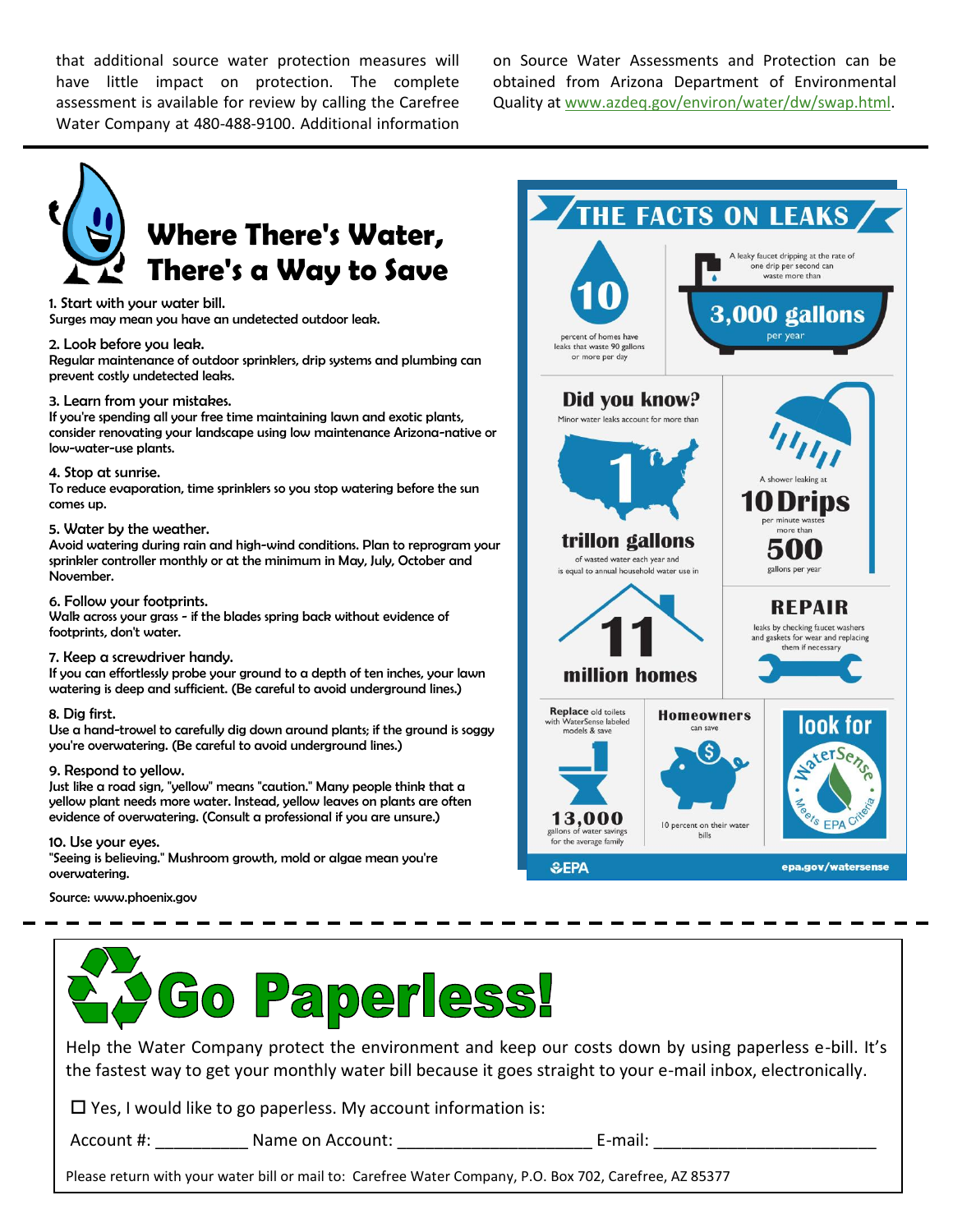that additional source water protection measures will have little impact on protection. The complete assessment is available for review by calling the Carefree Water Company at 480-488-9100. Additional information on Source Water Assessments and Protection can be obtained from Arizona Department of Environmental Quality at www.azdeq.gov/environ/water/dw/swap.html.

## Where There's Water, There's a Way to Save

1. Start with your water bill.
Surges may mean you have an undetected outdoor leak.

2. Look before you leak.
Regular maintenance of outdoor sprinklers, drip systems and plumbing can prevent costly undetected leaks.

3. Learn from your mistakes.
If you're spending all your free time maintaining lawn and exotic plants, consider renovating your landscape using low maintenance Arizona-native or low-water-use plants.

4. Stop at sunrise.
To reduce evaporation, time sprinklers so you stop watering before the sun comes up.

5. Water by the weather.
Avoid watering during rain and high-wind conditions. Plan to reprogram your sprinkler controller monthly or at the minimum in May, July, October and November.

6. Follow your footprints.
Walk across your grass - if the blades spring back without evidence of footprints, don't water.

7. Keep a screwdriver handy.
If you can effortlessly probe your ground to a depth of ten inches, your lawn watering is deep and sufficient. (Be careful to avoid underground lines.)

8. Dig first.
Use a hand-trowel to carefully dig down around plants; if the ground is soggy you're overwatering. (Be careful to avoid underground lines.)

9. Respond to yellow.
Just like a road sign, "yellow" means "caution." Many people think that a yellow plant needs more water. Instead, yellow leaves on plants are often evidence of overwatering. (Consult a professional if you are unsure.)

10. Use your eyes.
"Seeing is believing." Mushroom growth, mold or algae mean you're overwatering.

Source: www.phoenix.gov

## THE FACTS ON LEAKS

**10** percent of homes have leaks that waste 90 gallons or more per day

A leaky faucet dripping at the rate of one drip per second can waste more than **3,000 gallons** per year

**Did you know?** Minor water leaks account for more than **1 trillion gallons** of wasted water each year and is equal to annual household water use in **11 million homes**

A shower leaking at **10 Drips** per minute wastes more than **500** gallons per year

**REPAIR** leaks by checking faucet washers and gaskets for wear and replacing them if necessary

**Replace** old toilets with WaterSense labeled models & save **13,000** gallons of water savings for the average family

**Homeowners** can save 10 percent on their water bills

**look for** WaterSense — Meets EPA Criteria

EPA — epa.gov/watersense

## Go Paperless!

Help the Water Company protect the environment and keep our costs down by using paperless e-bill. It's the fastest way to get your monthly water bill because it goes straight to your e-mail inbox, electronically.

☐ Yes, I would like to go paperless. My account information is:

Account #: __________ Name on Account: ____________________ E-mail: ______________________

Please return with your water bill or mail to: Carefree Water Company, P.O. Box 702, Carefree, AZ 85377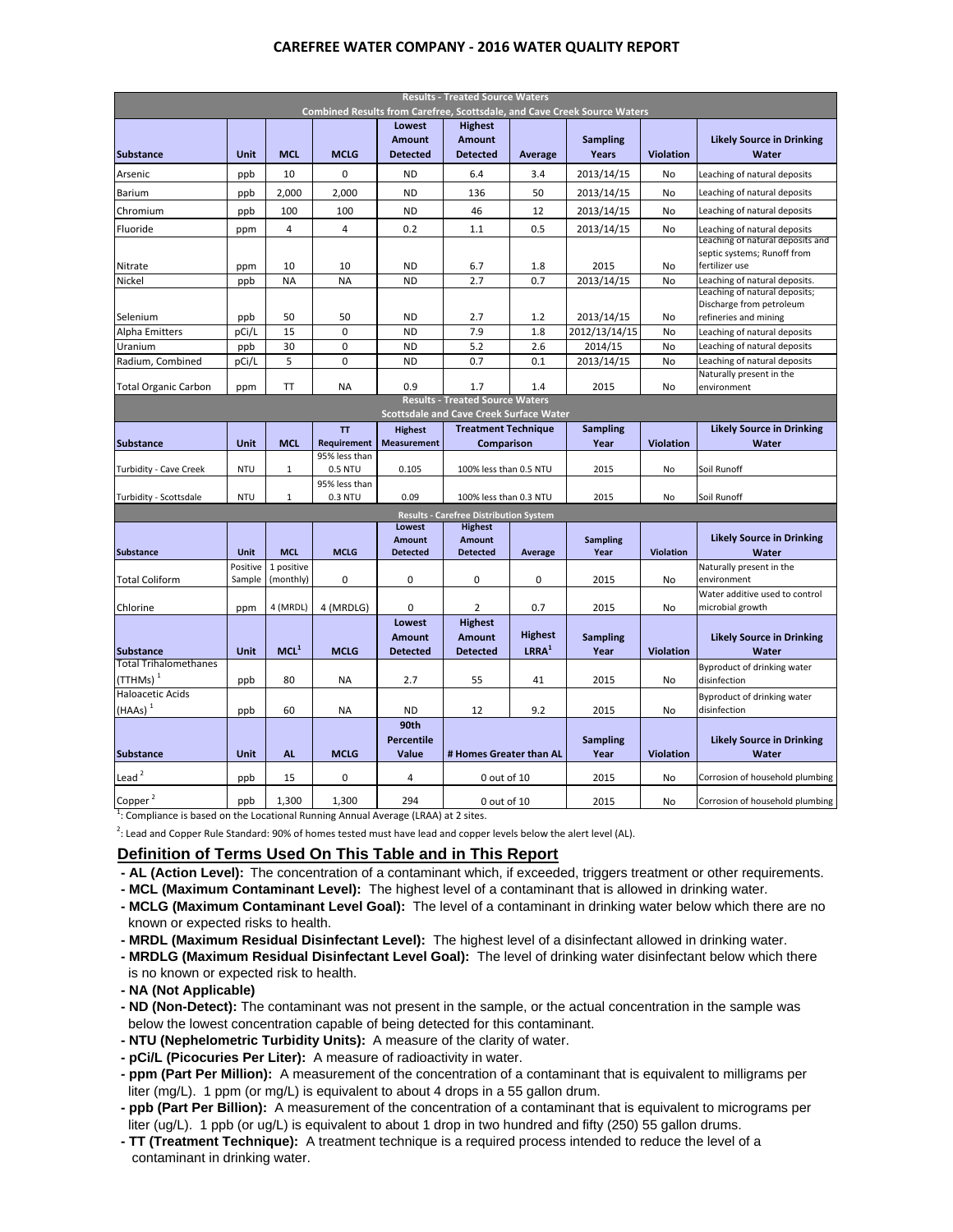# CAREFREE WATER COMPANY - 2016 WATER QUALITY REPORT

| Results - Treated Source Waters<br>Combined Results from Carefree, Scottsdale, and Cave Creek Source Waters | | | | | | | | | |
|---|---|---|---|---|---|---|---|---|---|
| **Substance** | **Unit** | **MCL** | **MCLG** | **Lowest Amount Detected** | **Highest Amount Detected** | **Average** | **Sampling Years** | **Violation** | **Likely Source in Drinking Water** |
| Arsenic | ppb | 10 | 0 | ND | 6.4 | 3.4 | 2013/14/15 | No | Leaching of natural deposits |
| Barium | ppb | 2,000 | 2,000 | ND | 136 | 50 | 2013/14/15 | No | Leaching of natural deposits |
| Chromium | ppb | 100 | 100 | ND | 46 | 12 | 2013/14/15 | No | Leaching of natural deposits |
| Fluoride | ppm | 4 | 4 | 0.2 | 1.1 | 0.5 | 2013/14/15 | No | Leaching of natural deposits |
| Nitrate | ppm | 10 | 10 | ND | 6.7 | 1.8 | 2015 | No | Leaching of natural deposits and septic systems; Runoff from fertilizer use |
| Nickel | ppb | NA | NA | ND | 2.7 | 0.7 | 2013/14/15 | No | Leaching of natural deposits. |
| Selenium | ppb | 50 | 50 | ND | 2.7 | 1.2 | 2013/14/15 | No | Leaching of natural deposits; Discharge from petroleum refineries and mining |
| Alpha Emitters | pCi/L | 15 | 0 | ND | 7.9 | 1.8 | 2012/13/14/15 | No | Leaching of natural deposits |
| Uranium | ppb | 30 | 0 | ND | 5.2 | 2.6 | 2014/15 | No | Leaching of natural deposits |
| Radium, Combined | pCi/L | 5 | 0 | ND | 0.7 | 0.1 | 2013/14/15 | No | Leaching of natural deposits |
| Total Organic Carbon | ppm | TT | NA | 0.9 | 1.7 | 1.4 | 2015 | No | Naturally present in the environment |

| Results - Treated Source Waters<br>Scottsdale and Cave Creek Surface Water | | | | | | | |
|---|---|---|---|---|---|---|---|
| **Substance** | **Unit** | **MCL** | **TT Requirement** | **Highest Measurement** | **Treatment Technique Comparison** | **Sampling Year** | **Violation** | **Likely Source in Drinking Water** |
| Turbidity - Cave Creek | NTU | 1 | 95% less than 0.5 NTU | 0.105 | 100% less than 0.5 NTU | 2015 | No | Soil Runoff |
| Turbidity - Scottsdale | NTU | 1 | 95% less than 0.3 NTU | 0.09 | 100% less than 0.3 NTU | 2015 | No | Soil Runoff |

| Results - Carefree Distribution System | | | | | | | | | |
|---|---|---|---|---|---|---|---|---|---|
| **Substance** | **Unit** | **MCL** | **MCLG** | **Lowest Amount Detected** | **Highest Amount Detected** | **Average** | **Sampling Year** | **Violation** | **Likely Source in Drinking Water** |
| Total Coliform | Positive Sample | 1 positive (monthly) | 0 | 0 | 0 | 0 | 2015 | No | Naturally present in the environment |
| Chlorine | ppm | 4 (MRDL) | 4 (MRDLG) | 0 | 2 | 0.7 | 2015 | No | Water additive used to control microbial growth |
| **Substance** | **Unit** | **MCL[1]** | **MCLG** | **Lowest Amount Detected** | **Highest Amount Detected** | **Highest LRAA[1]** | **Sampling Year** | **Violation** | **Likely Source in Drinking Water** |
| Total Trihalomethanes (TTHMs) [1] | ppb | 80 | NA | 2.7 | 55 | 41 | 2015 | No | Byproduct of drinking water disinfection |
| Haloacetic Acids (HAAs) [1] | ppb | 60 | NA | ND | 12 | 9.2 | 2015 | No | Byproduct of drinking water disinfection |
| **Substance** | **Unit** | **AL** | **MCLG** | **90th Percentile Value** | **# Homes Greater than AL** | | **Sampling Year** | **Violation** | **Likely Source in Drinking Water** |
| Lead [2] | ppb | 15 | 0 | 4 | 0 out of 10 | | 2015 | No | Corrosion of household plumbing |
| Copper [2] | ppb | 1,300 | 1,300 | 294 | 0 out of 10 | | 2015 | No | Corrosion of household plumbing |

[1]: Compliance is based on the Locational Running Annual Average (LRAA) at 2 sites.

[2]: Lead and Copper Rule Standard: 90% of homes tested must have lead and copper levels below the alert level (AL).

## Definition of Terms Used On This Table and in This Report

- **AL (Action Level):** The concentration of a contaminant which, if exceeded, triggers treatment or other requirements.
- **MCL (Maximum Contaminant Level):** The highest level of a contaminant that is allowed in drinking water.
- **MCLG (Maximum Contaminant Level Goal):** The level of a contaminant in drinking water below which there are no known or expected risks to health.
- **MRDL (Maximum Residual Disinfectant Level):** The highest level of a disinfectant allowed in drinking water.
- **MRDLG (Maximum Residual Disinfectant Level Goal):** The level of drinking water disinfectant below which there is no known or expected risk to health.
- **NA (Not Applicable)**
- **ND (Non-Detect):** The contaminant was not present in the sample, or the actual concentration in the sample was below the lowest concentration capable of being detected for this contaminant.
- **NTU (Nephelometric Turbidity Units):** A measure of the clarity of water.
- **pCi/L (Picocuries Per Liter):** A measure of radioactivity in water.
- **ppm (Part Per Million):** A measurement of the concentration of a contaminant that is equivalent to milligrams per liter (mg/L). 1 ppm (or mg/L) is equivalent to about 4 drops in a 55 gallon drum.
- **ppb (Part Per Billion):** A measurement of the concentration of a contaminant that is equivalent to micrograms per liter (ug/L). 1 ppb (or ug/L) is equivalent to about 1 drop in two hundred and fifty (250) 55 gallon drums.
- **TT (Treatment Technique):** A treatment technique is a required process intended to reduce the level of a contaminant in drinking water.